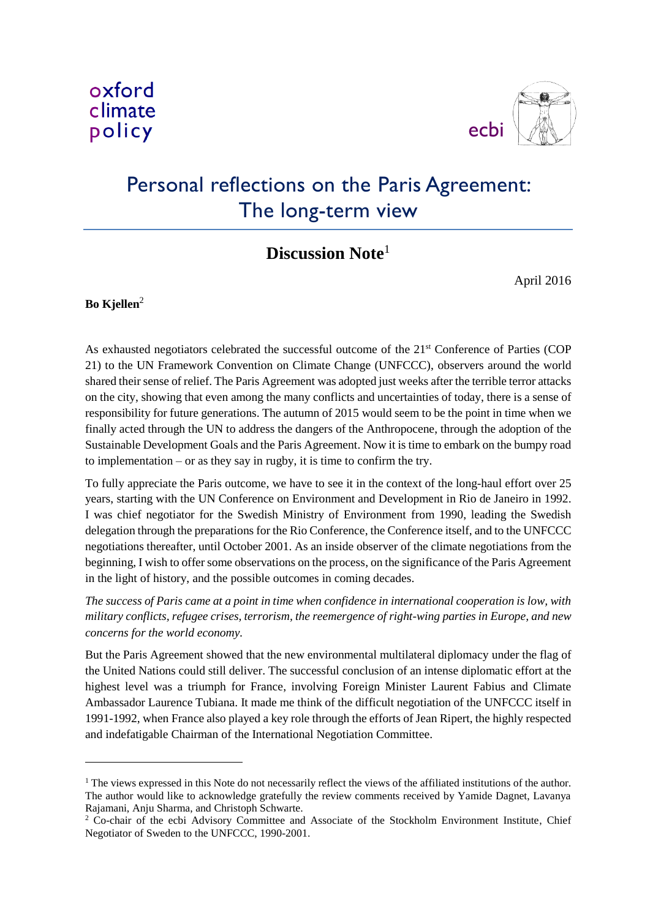oxford climate policy

ecbi

# Personal reflections on the Paris Agreement: The long-term view

## Discussion Note[1]

April 2016

**Bo Kjellen**[2]

As exhausted negotiators celebrated the successful outcome of the 21st Conference of Parties (COP 21) to the UN Framework Convention on Climate Change (UNFCCC), observers around the world shared their sense of relief. The Paris Agreement was adopted just weeks after the terrible terror attacks on the city, showing that even among the many conflicts and uncertainties of today, there is a sense of responsibility for future generations. The autumn of 2015 would seem to be the point in time when we finally acted through the UN to address the dangers of the Anthropocene, through the adoption of the Sustainable Development Goals and the Paris Agreement. Now it is time to embark on the bumpy road to implementation – or as they say in rugby, it is time to confirm the try.

To fully appreciate the Paris outcome, we have to see it in the context of the long-haul effort over 25 years, starting with the UN Conference on Environment and Development in Rio de Janeiro in 1992. I was chief negotiator for the Swedish Ministry of Environment from 1990, leading the Swedish delegation through the preparations for the Rio Conference, the Conference itself, and to the UNFCCC negotiations thereafter, until October 2001. As an inside observer of the climate negotiations from the beginning, I wish to offer some observations on the process, on the significance of the Paris Agreement in the light of history, and the possible outcomes in coming decades.

*The success of Paris came at a point in time when confidence in international cooperation is low, with military conflicts, refugee crises, terrorism, the reemergence of right-wing parties in Europe, and new concerns for the world economy.*

But the Paris Agreement showed that the new environmental multilateral diplomacy under the flag of the United Nations could still deliver. The successful conclusion of an intense diplomatic effort at the highest level was a triumph for France, involving Foreign Minister Laurent Fabius and Climate Ambassador Laurence Tubiana. It made me think of the difficult negotiation of the UNFCCC itself in 1991-1992, when France also played a key role through the efforts of Jean Ripert, the highly respected and indefatigable Chairman of the International Negotiation Committee.

---

[1] The views expressed in this Note do not necessarily reflect the views of the affiliated institutions of the author. The author would like to acknowledge gratefully the review comments received by Yamide Dagnet, Lavanya Rajamani, Anju Sharma, and Christoph Schwarte.

[2] Co-chair of the ecbi Advisory Committee and Associate of the Stockholm Environment Institute, Chief Negotiator of Sweden to the UNFCCC, 1990-2001.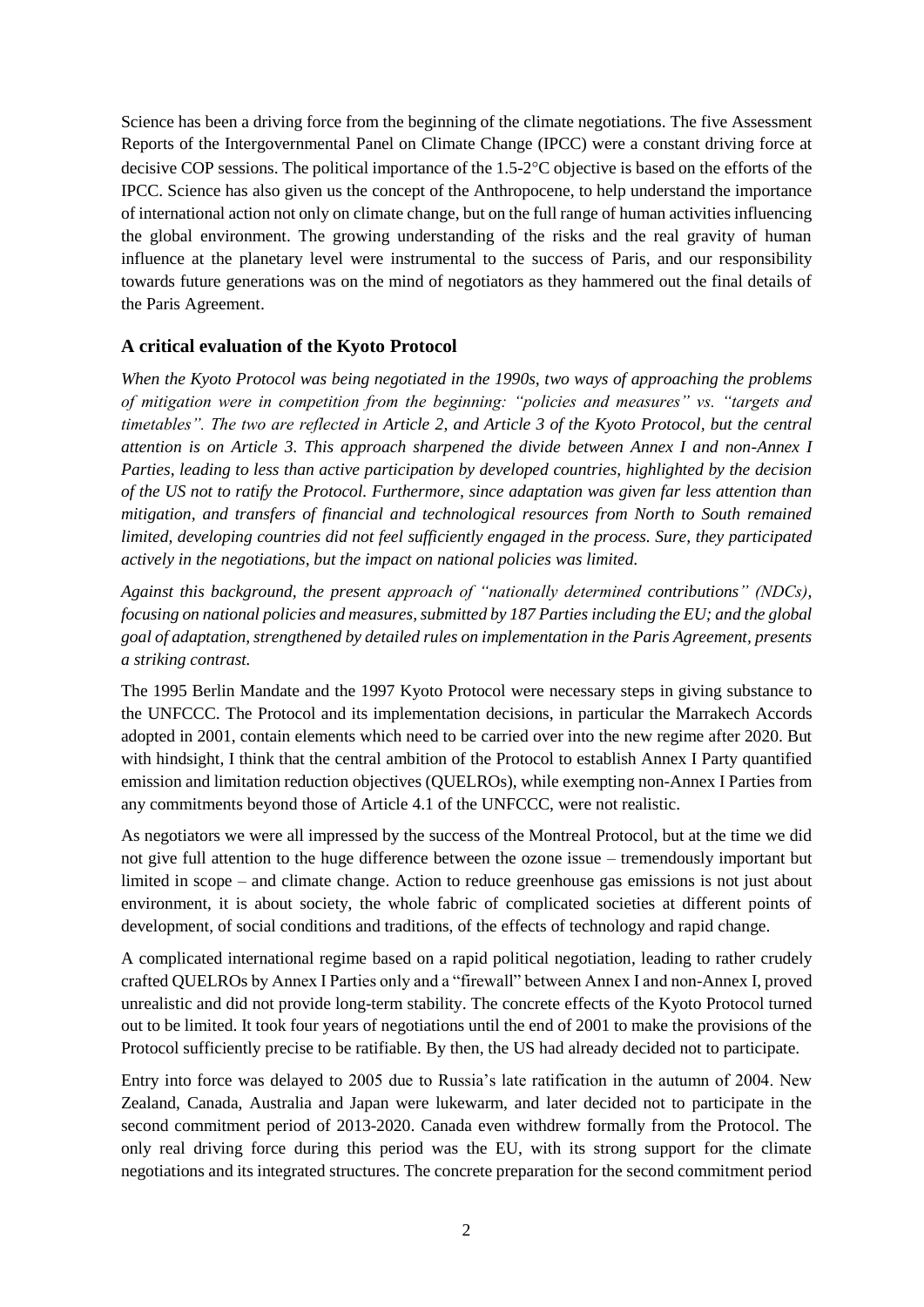Science has been a driving force from the beginning of the climate negotiations. The five Assessment Reports of the Intergovernmental Panel on Climate Change (IPCC) were a constant driving force at decisive COP sessions. The political importance of the 1.5-2°C objective is based on the efforts of the IPCC. Science has also given us the concept of the Anthropocene, to help understand the importance of international action not only on climate change, but on the full range of human activities influencing the global environment. The growing understanding of the risks and the real gravity of human influence at the planetary level were instrumental to the success of Paris, and our responsibility towards future generations was on the mind of negotiators as they hammered out the final details of the Paris Agreement.

## A critical evaluation of the Kyoto Protocol

*When the Kyoto Protocol was being negotiated in the 1990s, two ways of approaching the problems of mitigation were in competition from the beginning: "policies and measures" vs. "targets and timetables". The two are reflected in Article 2, and Article 3 of the Kyoto Protocol, but the central attention is on Article 3. This approach sharpened the divide between Annex I and non-Annex I Parties, leading to less than active participation by developed countries, highlighted by the decision of the US not to ratify the Protocol. Furthermore, since adaptation was given far less attention than mitigation, and transfers of financial and technological resources from North to South remained limited, developing countries did not feel sufficiently engaged in the process. Sure, they participated actively in the negotiations, but the impact on national policies was limited.*

*Against this background, the present approach of "nationally determined contributions" (NDCs), focusing on national policies and measures, submitted by 187 Parties including the EU; and the global goal of adaptation, strengthened by detailed rules on implementation in the Paris Agreement, presents a striking contrast.*

The 1995 Berlin Mandate and the 1997 Kyoto Protocol were necessary steps in giving substance to the UNFCCC. The Protocol and its implementation decisions, in particular the Marrakech Accords adopted in 2001, contain elements which need to be carried over into the new regime after 2020. But with hindsight, I think that the central ambition of the Protocol to establish Annex I Party quantified emission and limitation reduction objectives (QUELROs), while exempting non-Annex I Parties from any commitments beyond those of Article 4.1 of the UNFCCC, were not realistic.

As negotiators we were all impressed by the success of the Montreal Protocol, but at the time we did not give full attention to the huge difference between the ozone issue – tremendously important but limited in scope – and climate change. Action to reduce greenhouse gas emissions is not just about environment, it is about society, the whole fabric of complicated societies at different points of development, of social conditions and traditions, of the effects of technology and rapid change.

A complicated international regime based on a rapid political negotiation, leading to rather crudely crafted QUELROs by Annex I Parties only and a "firewall" between Annex I and non-Annex I, proved unrealistic and did not provide long-term stability. The concrete effects of the Kyoto Protocol turned out to be limited. It took four years of negotiations until the end of 2001 to make the provisions of the Protocol sufficiently precise to be ratifiable. By then, the US had already decided not to participate.

Entry into force was delayed to 2005 due to Russia's late ratification in the autumn of 2004. New Zealand, Canada, Australia and Japan were lukewarm, and later decided not to participate in the second commitment period of 2013-2020. Canada even withdrew formally from the Protocol. The only real driving force during this period was the EU, with its strong support for the climate negotiations and its integrated structures. The concrete preparation for the second commitment period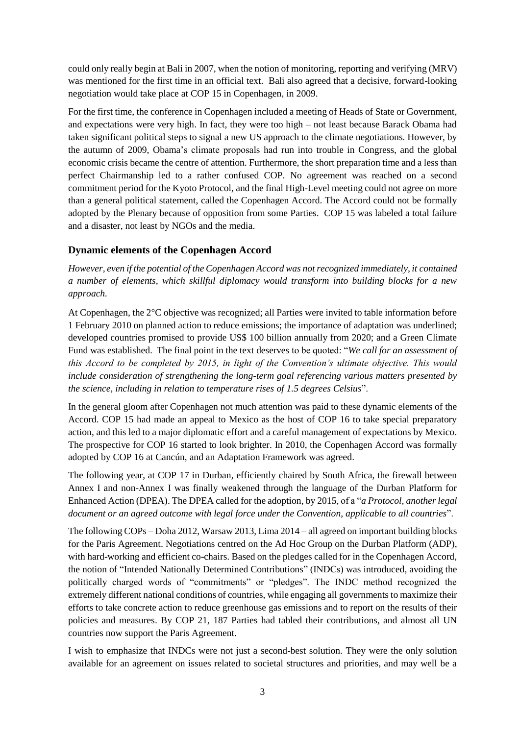could only really begin at Bali in 2007, when the notion of monitoring, reporting and verifying (MRV) was mentioned for the first time in an official text. Bali also agreed that a decisive, forward-looking negotiation would take place at COP 15 in Copenhagen, in 2009.

For the first time, the conference in Copenhagen included a meeting of Heads of State or Government, and expectations were very high. In fact, they were too high – not least because Barack Obama had taken significant political steps to signal a new US approach to the climate negotiations. However, by the autumn of 2009, Obama's climate proposals had run into trouble in Congress, and the global economic crisis became the centre of attention. Furthermore, the short preparation time and a less than perfect Chairmanship led to a rather confused COP. No agreement was reached on a second commitment period for the Kyoto Protocol, and the final High-Level meeting could not agree on more than a general political statement, called the Copenhagen Accord. The Accord could not be formally adopted by the Plenary because of opposition from some Parties. COP 15 was labeled a total failure and a disaster, not least by NGOs and the media.

### Dynamic elements of the Copenhagen Accord

*However, even if the potential of the Copenhagen Accord was not recognized immediately, it contained a number of elements, which skillful diplomacy would transform into building blocks for a new approach.*

At Copenhagen, the 2°C objective was recognized; all Parties were invited to table information before 1 February 2010 on planned action to reduce emissions; the importance of adaptation was underlined; developed countries promised to provide US$ 100 billion annually from 2020; and a Green Climate Fund was established. The final point in the text deserves to be quoted: "*We call for an assessment of this Accord to be completed by 2015, in light of the Convention's ultimate objective. This would include consideration of strengthening the long-term goal referencing various matters presented by the science, including in relation to temperature rises of 1.5 degrees Celsius*".

In the general gloom after Copenhagen not much attention was paid to these dynamic elements of the Accord. COP 15 had made an appeal to Mexico as the host of COP 16 to take special preparatory action, and this led to a major diplomatic effort and a careful management of expectations by Mexico. The prospective for COP 16 started to look brighter. In 2010, the Copenhagen Accord was formally adopted by COP 16 at Cancún, and an Adaptation Framework was agreed.

The following year, at COP 17 in Durban, efficiently chaired by South Africa, the firewall between Annex I and non-Annex I was finally weakened through the language of the Durban Platform for Enhanced Action (DPEA). The DPEA called for the adoption, by 2015, of a "*a Protocol, another legal document or an agreed outcome with legal force under the Convention, applicable to all countries*".

The following COPs – Doha 2012, Warsaw 2013, Lima 2014 – all agreed on important building blocks for the Paris Agreement. Negotiations centred on the Ad Hoc Group on the Durban Platform (ADP), with hard-working and efficient co-chairs. Based on the pledges called for in the Copenhagen Accord, the notion of "Intended Nationally Determined Contributions" (INDCs) was introduced, avoiding the politically charged words of "commitments" or "pledges". The INDC method recognized the extremely different national conditions of countries, while engaging all governments to maximize their efforts to take concrete action to reduce greenhouse gas emissions and to report on the results of their policies and measures. By COP 21, 187 Parties had tabled their contributions, and almost all UN countries now support the Paris Agreement.

I wish to emphasize that INDCs were not just a second-best solution. They were the only solution available for an agreement on issues related to societal structures and priorities, and may well be a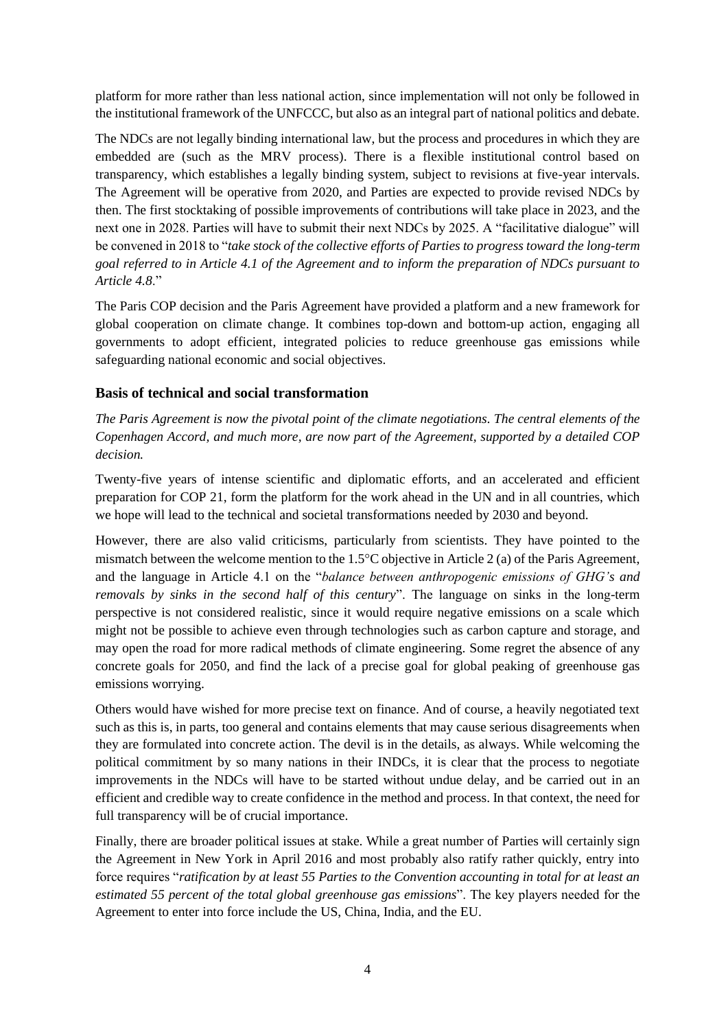platform for more rather than less national action, since implementation will not only be followed in the institutional framework of the UNFCCC, but also as an integral part of national politics and debate.

The NDCs are not legally binding international law, but the process and procedures in which they are embedded are (such as the MRV process). There is a flexible institutional control based on transparency, which establishes a legally binding system, subject to revisions at five-year intervals. The Agreement will be operative from 2020, and Parties are expected to provide revised NDCs by then. The first stocktaking of possible improvements of contributions will take place in 2023, and the next one in 2028. Parties will have to submit their next NDCs by 2025. A "facilitative dialogue" will be convened in 2018 to "*take stock of the collective efforts of Parties to progress toward the long-term goal referred to in Article 4.1 of the Agreement and to inform the preparation of NDCs pursuant to Article 4.8*."

The Paris COP decision and the Paris Agreement have provided a platform and a new framework for global cooperation on climate change. It combines top-down and bottom-up action, engaging all governments to adopt efficient, integrated policies to reduce greenhouse gas emissions while safeguarding national economic and social objectives.

## Basis of technical and social transformation

*The Paris Agreement is now the pivotal point of the climate negotiations. The central elements of the Copenhagen Accord, and much more, are now part of the Agreement, supported by a detailed COP decision.*

Twenty-five years of intense scientific and diplomatic efforts, and an accelerated and efficient preparation for COP 21, form the platform for the work ahead in the UN and in all countries, which we hope will lead to the technical and societal transformations needed by 2030 and beyond.

However, there are also valid criticisms, particularly from scientists. They have pointed to the mismatch between the welcome mention to the 1.5°C objective in Article 2 (a) of the Paris Agreement, and the language in Article 4.1 on the "*balance between anthropogenic emissions of GHG's and removals by sinks in the second half of this century*". The language on sinks in the long-term perspective is not considered realistic, since it would require negative emissions on a scale which might not be possible to achieve even through technologies such as carbon capture and storage, and may open the road for more radical methods of climate engineering. Some regret the absence of any concrete goals for 2050, and find the lack of a precise goal for global peaking of greenhouse gas emissions worrying.

Others would have wished for more precise text on finance. And of course, a heavily negotiated text such as this is, in parts, too general and contains elements that may cause serious disagreements when they are formulated into concrete action. The devil is in the details, as always. While welcoming the political commitment by so many nations in their INDCs, it is clear that the process to negotiate improvements in the NDCs will have to be started without undue delay, and be carried out in an efficient and credible way to create confidence in the method and process. In that context, the need for full transparency will be of crucial importance.

Finally, there are broader political issues at stake. While a great number of Parties will certainly sign the Agreement in New York in April 2016 and most probably also ratify rather quickly, entry into force requires "*ratification by at least 55 Parties to the Convention accounting in total for at least an estimated 55 percent of the total global greenhouse gas emissions*". The key players needed for the Agreement to enter into force include the US, China, India, and the EU.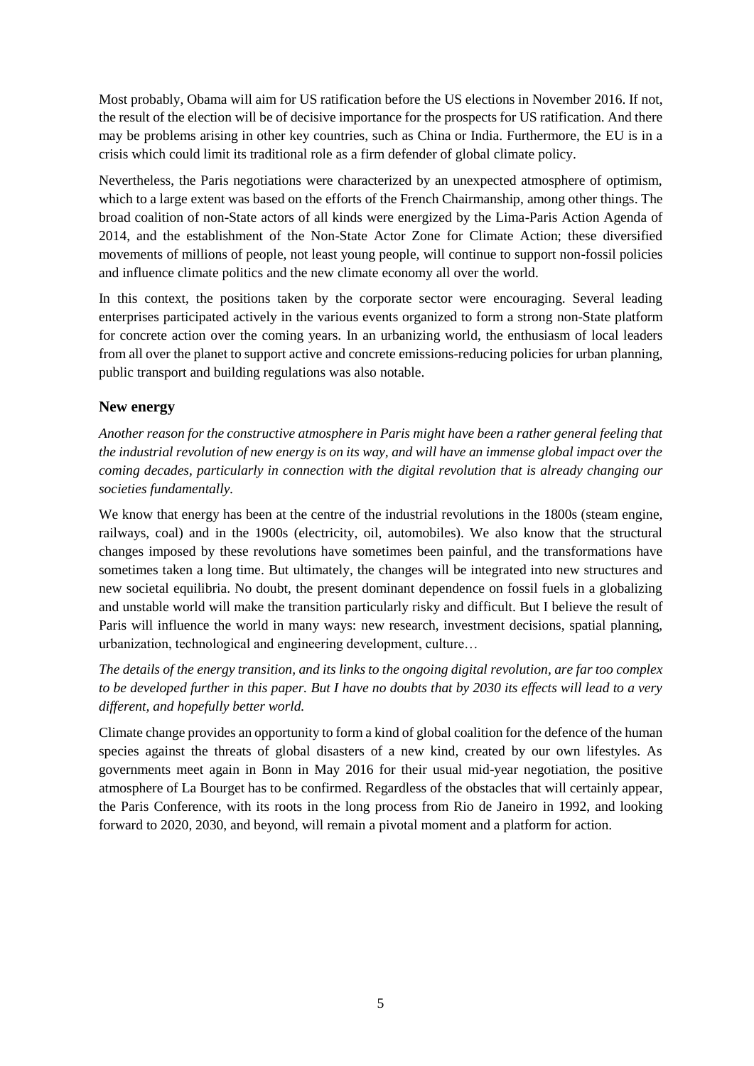Most probably, Obama will aim for US ratification before the US elections in November 2016. If not, the result of the election will be of decisive importance for the prospects for US ratification. And there may be problems arising in other key countries, such as China or India. Furthermore, the EU is in a crisis which could limit its traditional role as a firm defender of global climate policy.

Nevertheless, the Paris negotiations were characterized by an unexpected atmosphere of optimism, which to a large extent was based on the efforts of the French Chairmanship, among other things. The broad coalition of non-State actors of all kinds were energized by the Lima-Paris Action Agenda of 2014, and the establishment of the Non-State Actor Zone for Climate Action; these diversified movements of millions of people, not least young people, will continue to support non-fossil policies and influence climate politics and the new climate economy all over the world.

In this context, the positions taken by the corporate sector were encouraging. Several leading enterprises participated actively in the various events organized to form a strong non-State platform for concrete action over the coming years. In an urbanizing world, the enthusiasm of local leaders from all over the planet to support active and concrete emissions-reducing policies for urban planning, public transport and building regulations was also notable.

## New energy

*Another reason for the constructive atmosphere in Paris might have been a rather general feeling that the industrial revolution of new energy is on its way, and will have an immense global impact over the coming decades, particularly in connection with the digital revolution that is already changing our societies fundamentally.*

We know that energy has been at the centre of the industrial revolutions in the 1800s (steam engine, railways, coal) and in the 1900s (electricity, oil, automobiles). We also know that the structural changes imposed by these revolutions have sometimes been painful, and the transformations have sometimes taken a long time. But ultimately, the changes will be integrated into new structures and new societal equilibria. No doubt, the present dominant dependence on fossil fuels in a globalizing and unstable world will make the transition particularly risky and difficult. But I believe the result of Paris will influence the world in many ways: new research, investment decisions, spatial planning, urbanization, technological and engineering development, culture…

*The details of the energy transition, and its links to the ongoing digital revolution, are far too complex to be developed further in this paper. But I have no doubts that by 2030 its effects will lead to a very different, and hopefully better world.*

Climate change provides an opportunity to form a kind of global coalition for the defence of the human species against the threats of global disasters of a new kind, created by our own lifestyles. As governments meet again in Bonn in May 2016 for their usual mid-year negotiation, the positive atmosphere of La Bourget has to be confirmed. Regardless of the obstacles that will certainly appear, the Paris Conference, with its roots in the long process from Rio de Janeiro in 1992, and looking forward to 2020, 2030, and beyond, will remain a pivotal moment and a platform for action.